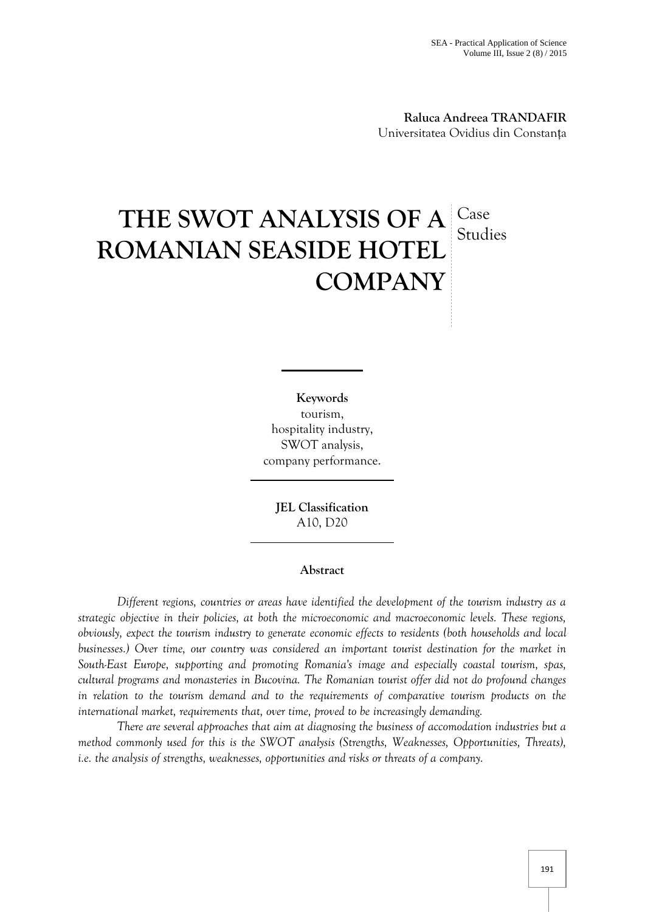**Raluca Andreea TRANDAFIR**
Universitatea Ovidius din Constanța

# THE SWOT ANALYSIS OF A ROMANIAN SEASIDE HOTEL COMPANY

Case Studies

**Keywords**
tourism,
hospitality industry,
SWOT analysis,
company performance.

**JEL Classification**
A10, D20

## Abstract

*Different regions, countries or areas have identified the development of the tourism industry as a strategic objective in their policies, at both the microeconomic and macroeconomic levels. These regions, obviously, expect the tourism industry to generate economic effects to residents (both households and local businesses.) Over time, our country was considered an important tourist destination for the market in South-East Europe, supporting and promoting Romania's image and especially coastal tourism, spas, cultural programs and monasteries in Bucovina. The Romanian tourist offer did not do profound changes in relation to the tourism demand and to the requirements of comparative tourism products on the international market, requirements that, over time, proved to be increasingly demanding.*

*There are several approaches that aim at diagnosing the business of accomodation industries but a method commonly used for this is the SWOT analysis (Strengths, Weaknesses, Opportunities, Threats), i.e. the analysis of strengths, weaknesses, opportunities and risks or threats of a company.*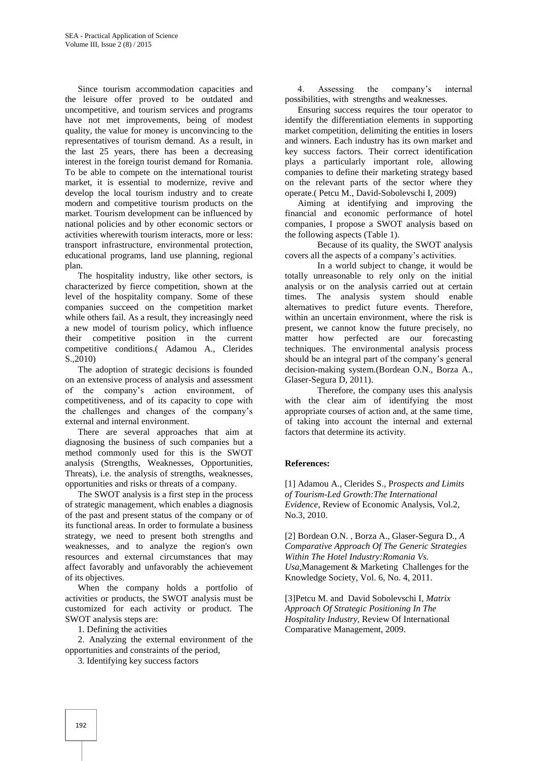Since tourism accommodation capacities and the leisure offer proved to be outdated and uncompetitive, and tourism services and programs have not met improvements, being of modest quality, the value for money is unconvincing to the representatives of tourism demand. As a result, in the last 25 years, there has been a decreasing interest in the foreign tourist demand for Romania. To be able to compete on the international tourist market, it is essential to modernize, revive and develop the local tourism industry and to create modern and competitive tourism products on the market. Tourism development can be influenced by national policies and by other economic sectors or activities wherewith tourism interacts, more or less: transport infrastructure, environmental protection, educational programs, land use planning, regional plan.

The hospitality industry, like other sectors, is characterized by fierce competition, shown at the level of the hospitality company. Some of these companies succeed on the competition market while others fail. As a result, they increasingly need a new model of tourism policy, which influence their competitive position in the current competitive conditions.( Adamou A., Clerides S.,2010)

The adoption of strategic decisions is founded on an extensive process of analysis and assessment of the company's action environment, of competitiveness, and of its capacity to cope with the challenges and changes of the company's external and internal environment.

There are several approaches that aim at diagnosing the business of such companies but a method commonly used for this is the SWOT analysis (Strengths, Weaknesses, Opportunities, Threats), i.e. the analysis of strengths, weaknesses, opportunities and risks or threats of a company.

The SWOT analysis is a first step in the process of strategic management, which enables a diagnosis of the past and present status of the company or of its functional areas. In order to formulate a business strategy, we need to present both strengths and weaknesses, and to analyze the region's own resources and external circumstances that may affect favorably and unfavorably the achievement of its objectives.

When the company holds a portfolio of activities or products, the SWOT analysis must be customized for each activity or product. The SWOT analysis steps are:

1. Defining the activities
2. Analyzing the external environment of the opportunities and constraints of the period,
3. Identifying key success factors
4. Assessing the company's internal possibilities, with strengths and weaknesses.

Ensuring success requires the tour operator to identify the differentiation elements in supporting market competition, delimiting the entities in losers and winners. Each industry has its own market and key success factors. Their correct identification plays a particularly important role, allowing companies to define their marketing strategy based on the relevant parts of the sector where they operate.( Petcu M., David-Sobolevschi I, 2009)

Aiming at identifying and improving the financial and economic performance of hotel companies, I propose a SWOT analysis based on the following aspects (Table 1).

Because of its quality, the SWOT analysis covers all the aspects of a company's activities.

In a world subject to change, it would be totally unreasonable to rely only on the initial analysis or on the analysis carried out at certain times. The analysis system should enable alternatives to predict future events. Therefore, within an uncertain environment, where the risk is present, we cannot know the future precisely, no matter how perfected are our forecasting techniques. The environmental analysis process should be an integral part of the company's general decision-making system.(Bordean O.N., Borza A., Glaser-Segura D, 2011).

Therefore, the company uses this analysis with the clear aim of identifying the most appropriate courses of action and, at the same time, of taking into account the internal and external factors that determine its activity.

**References:**

[1] Adamou A., Clerides S., *Prospects and Limits of Tourism-Led Growth:The International Evidence*, Review of Economic Analysis, Vol.2, No.3, 2010.

[2] Bordean O.N. , Borza A., Glaser-Segura D., *A Comparative Approach Of The Generic Strategies Within The Hotel Industry:Romania Vs. Usa*,Management & Marketing Challenges for the Knowledge Society, Vol. 6, No. 4, 2011.

[3]Petcu M. and David Sobolevschi I, *Matrix Approach Of Strategic Positioning In The Hospitality Industry*, Review Of International Comparative Management, 2009.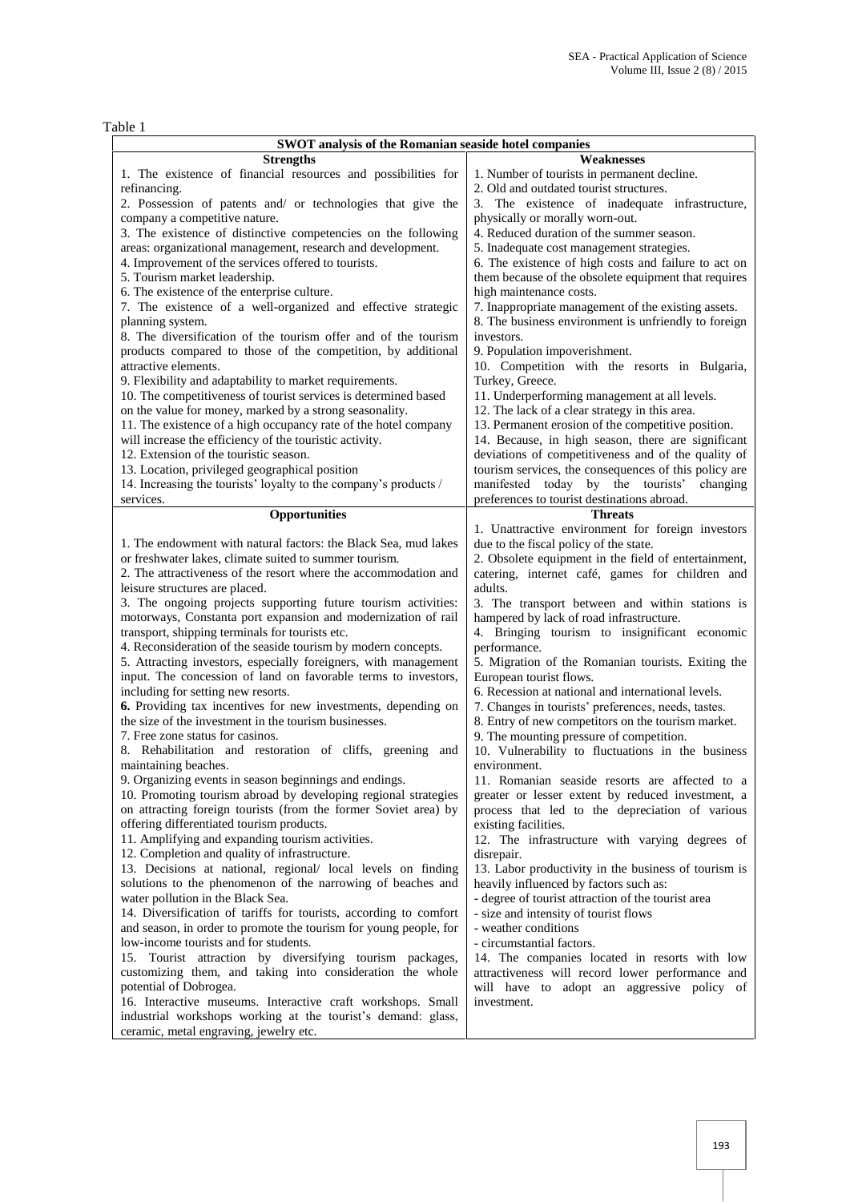Table 1

| SWOT analysis of the Romanian seaside hotel companies | |
|---|---|
| **Strengths** | **Weaknesses** |
| 1. The existence of financial resources and possibilities for refinancing.<br>2. Possession of patents and/ or technologies that give the company a competitive nature.<br>3. The existence of distinctive competencies on the following areas: organizational management, research and development.<br>4. Improvement of the services offered to tourists.<br>5. Tourism market leadership.<br>6. The existence of the enterprise culture.<br>7. The existence of a well-organized and effective strategic planning system.<br>8. The diversification of the tourism offer and of the tourism products compared to those of the competition, by additional attractive elements.<br>9. Flexibility and adaptability to market requirements.<br>10. The competitiveness of tourist services is determined based on the value for money, marked by a strong seasonality.<br>11. The existence of a high occupancy rate of the hotel company will increase the efficiency of the touristic activity.<br>12. Extension of the touristic season.<br>13. Location, privileged geographical position<br>14. Increasing the tourists' loyalty to the company's products / services. | 1. Number of tourists in permanent decline.<br>2. Old and outdated tourist structures.<br>3. The existence of inadequate infrastructure, physically or morally worn-out.<br>4. Reduced duration of the summer season.<br>5. Inadequate cost management strategies.<br>6. The existence of high costs and failure to act on them because of the obsolete equipment that requires high maintenance costs.<br>7. Inappropriate management of the existing assets.<br>8. The business environment is unfriendly to foreign investors.<br>9. Population impoverishment.<br>10. Competition with the resorts in Bulgaria, Turkey, Greece.<br>11. Underperforming management at all levels.<br>12. The lack of a clear strategy in this area.<br>13. Permanent erosion of the competitive position.<br>14. Because, in high season, there are significant deviations of competitiveness and of the quality of tourism services, the consequences of this policy are manifested today by the tourists' changing preferences to tourist destinations abroad. |
| **Opportunities** | **Threats** |
| 1. The endowment with natural factors: the Black Sea, mud lakes or freshwater lakes, climate suited to summer tourism.<br>2. The attractiveness of the resort where the accommodation and leisure structures are placed.<br>3. The ongoing projects supporting future tourism activities: motorways, Constanta port expansion and modernization of rail transport, shipping terminals for tourists etc.<br>4. Reconsideration of the seaside tourism by modern concepts.<br>5. Attracting investors, especially foreigners, with management input. The concession of land on favorable terms to investors, including for setting new resorts.<br>**6.** Providing tax incentives for new investments, depending on the size of the investment in the tourism businesses.<br>7. Free zone status for casinos.<br>8. Rehabilitation and restoration of cliffs, greening and maintaining beaches.<br>9. Organizing events in season beginnings and endings.<br>10. Promoting tourism abroad by developing regional strategies on attracting foreign tourists (from the former Soviet area) by offering differentiated tourism products.<br>11. Amplifying and expanding tourism activities.<br>12. Completion and quality of infrastructure.<br>13. Decisions at national, regional/ local levels on finding solutions to the phenomenon of the narrowing of beaches and water pollution in the Black Sea.<br>14. Diversification of tariffs for tourists, according to comfort and season, in order to promote the tourism for young people, for low-income tourists and for students.<br>15. Tourist attraction by diversifying tourism packages, customizing them, and taking into consideration the whole potential of Dobrogea.<br>16. Interactive museums. Interactive craft workshops. Small industrial workshops working at the tourist's demand: glass, ceramic, metal engraving, jewelry etc. | 1. Unattractive environment for foreign investors due to the fiscal policy of the state.<br>2. Obsolete equipment in the field of entertainment, catering, internet café, games for children and adults.<br>3. The transport between and within stations is hampered by lack of road infrastructure.<br>4. Bringing tourism to insignificant economic performance.<br>5. Migration of the Romanian tourists. Exiting the European tourist flows.<br>6. Recession at national and international levels.<br>7. Changes in tourists' preferences, needs, tastes.<br>8. Entry of new competitors on the tourism market.<br>9. The mounting pressure of competition.<br>10. Vulnerability to fluctuations in the business environment.<br>11. Romanian seaside resorts are affected to a greater or lesser extent by reduced investment, a process that led to the depreciation of various existing facilities.<br>12. The infrastructure with varying degrees of disrepair.<br>13. Labor productivity in the business of tourism is heavily influenced by factors such as:<br>- degree of tourist attraction of the tourist area<br>- size and intensity of tourist flows<br>- weather conditions<br>- circumstantial factors.<br>14. The companies located in resorts with low attractiveness will record lower performance and will have to adopt an aggressive policy of investment. |